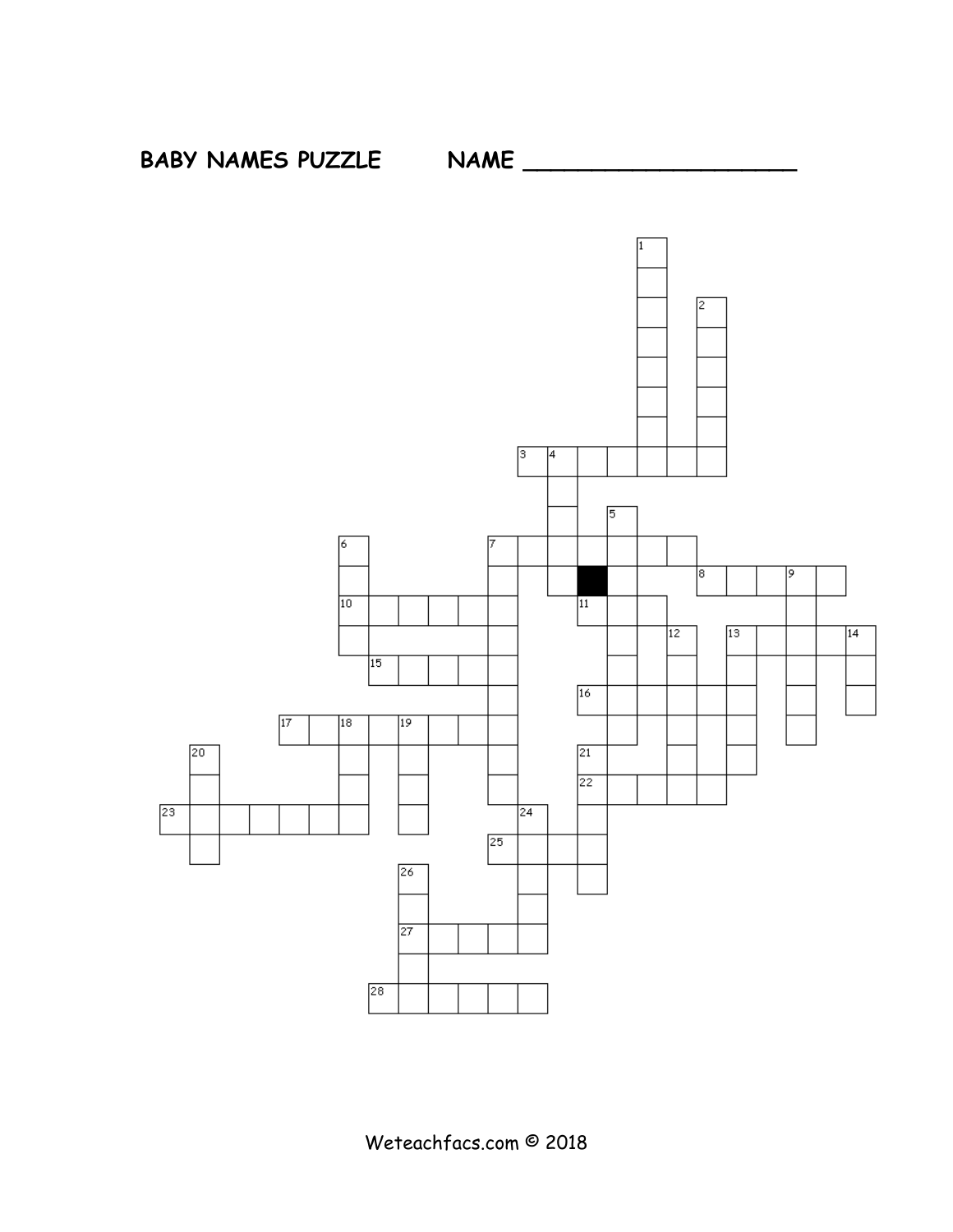**BABY NAMES PUZZLE NAME ____________________**

1 2 3 4 5 6 7 8 9 10 11 12 13 14 15 16 17 18 19 20 21 22 23 24 25 26 27 28

Weteachfacs.com © 2018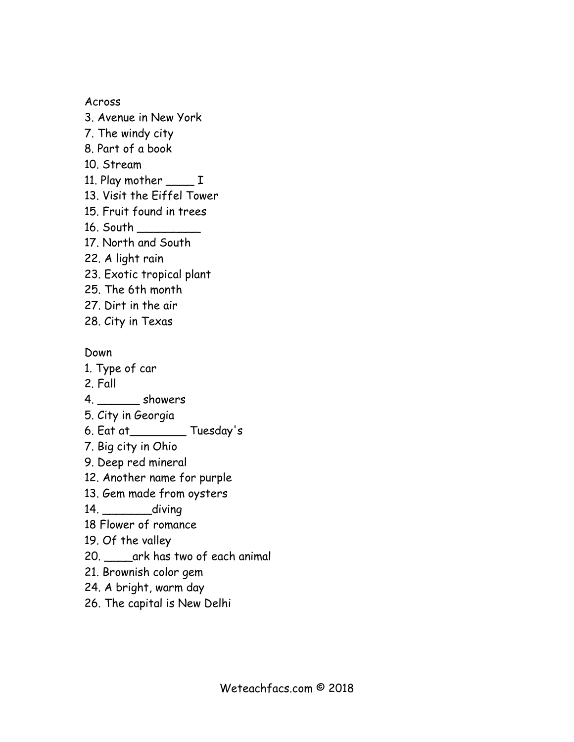Across

3. Avenue in New York
7. The windy city
8. Part of a book
10. Stream
11. Play mother ____ I
13. Visit the Eiffel Tower
15. Fruit found in trees
16. South _________
17. North and South
22. A light rain
23. Exotic tropical plant
25. The 6th month
27. Dirt in the air
28. City in Texas

Down

1. Type of car
2. Fall
4. ______ showers
5. City in Georgia
6. Eat at________ Tuesday's
7. Big city in Ohio
9. Deep red mineral
12. Another name for purple
13. Gem made from oysters
14. _______diving
18 Flower of romance
19. Of the valley
20. ____ark has two of each animal
21. Brownish color gem
24. A bright, warm day
26. The capital is New Delhi

Weteachfacs.com © 2018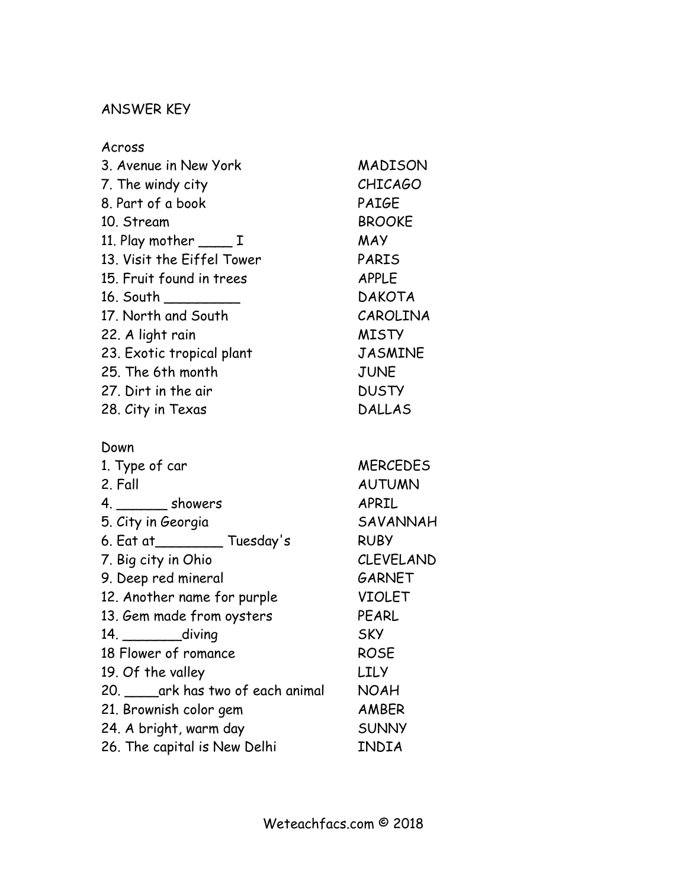ANSWER KEY

Across

| | |
|---|---|
| 3. Avenue in New York | MADISON |
| 7. The windy city | CHICAGO |
| 8. Part of a book | PAIGE |
| 10. Stream | BROOKE |
| 11. Play mother ____ I | MAY |
| 13. Visit the Eiffel Tower | PARIS |
| 15. Fruit found in trees | APPLE |
| 16. South _________ | DAKOTA |
| 17. North and South | CAROLINA |
| 22. A light rain | MISTY |
| 23. Exotic tropical plant | JASMINE |
| 25. The 6th month | JUNE |
| 27. Dirt in the air | DUSTY |
| 28. City in Texas | DALLAS |

Down

| | |
|---|---|
| 1. Type of car | MERCEDES |
| 2. Fall | AUTUMN |
| 4. ______ showers | APRIL |
| 5. City in Georgia | SAVANNAH |
| 6. Eat at________ Tuesday's | RUBY |
| 7. Big city in Ohio | CLEVELAND |
| 9. Deep red mineral | GARNET |
| 12. Another name for purple | VIOLET |
| 13. Gem made from oysters | PEARL |
| 14. _______diving | SKY |
| 18 Flower of romance | ROSE |
| 19. Of the valley | LILY |
| 20. ____ark has two of each animal | NOAH |
| 21. Brownish color gem | AMBER |
| 24. A bright, warm day | SUNNY |
| 26. The capital is New Delhi | INDIA |

Weteachfacs.com © 2018